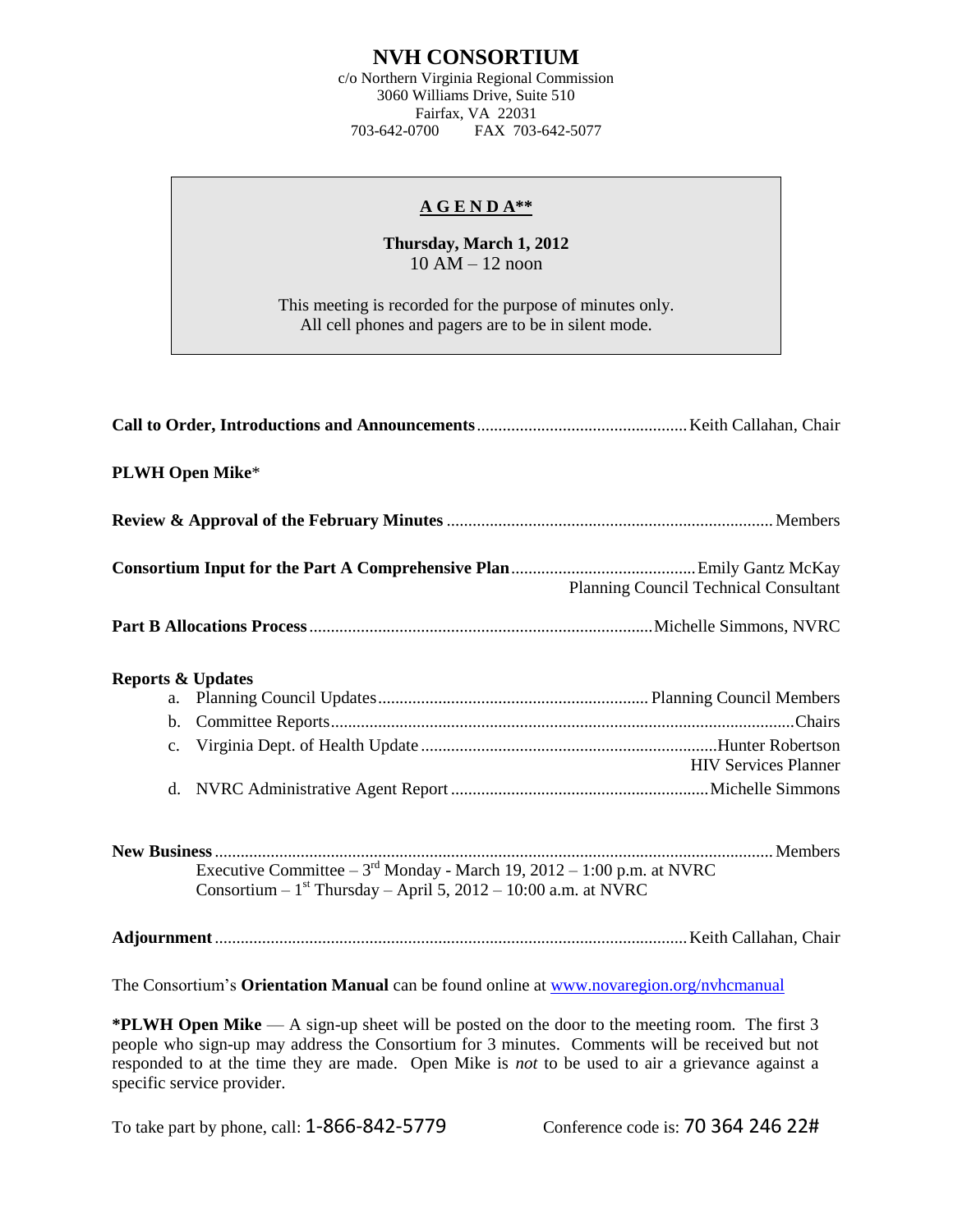# NVH CONSORTIUM

c/o Northern Virginia Regional Commission
3060 Williams Drive, Suite 510
Fairfax, VA 22031
703-642-0700 FAX 703-642-5077

## AGENDA**

**Thursday, March 1, 2012**
10 AM – 12 noon

This meeting is recorded for the purpose of minutes only.
All cell phones and pagers are to be in silent mode.

**Call to Order, Introductions and Announcements** ............ Keith Callahan, Chair

**PLWH Open Mike***

**Review & Approval of the February Minutes** ............ Members

**Consortium Input for the Part A Comprehensive Plan** ............ Emily Gantz McKay, Planning Council Technical Consultant

**Part B Allocations Process** ............ Michelle Simmons, NVRC

**Reports & Updates**

a. Planning Council Updates ............ Planning Council Members
b. Committee Reports ............ Chairs
c. Virginia Dept. of Health Update ............ Hunter Robertson, HIV Services Planner
d. NVRC Administrative Agent Report ............ Michelle Simmons

**New Business** ............ Members

Executive Committee – 3rd Monday - March 19, 2012 – 1:00 p.m. at NVRC
Consortium – 1st Thursday – April 5, 2012 – 10:00 a.m. at NVRC

**Adjournment** ............ Keith Callahan, Chair

The Consortium's **Orientation Manual** can be found online at www.novaregion.org/nvhcmanual

***PLWH Open Mike** — A sign-up sheet will be posted on the door to the meeting room. The first 3 people who sign-up may address the Consortium for 3 minutes. Comments will be received but not responded to at the time they are made. Open Mike is *not* to be used to air a grievance against a specific service provider.

To take part by phone, call: 1-866-842-5779 Conference code is: 70 364 246 22#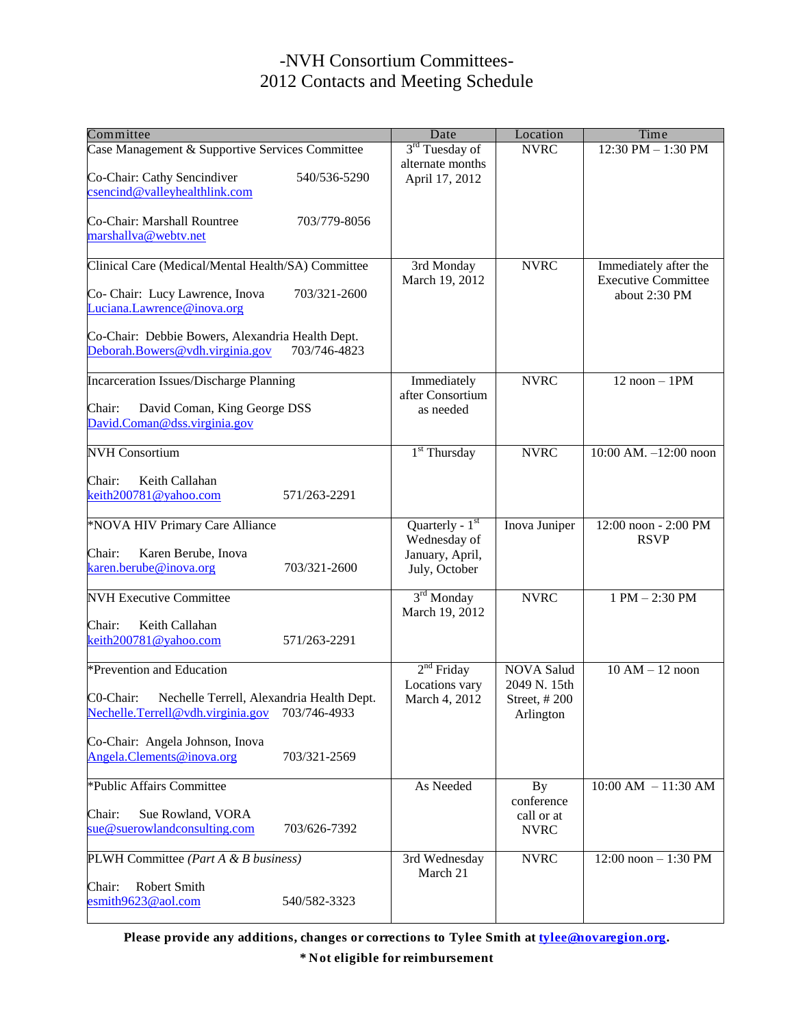# -NVH Consortium Committees-
# 2012 Contacts and Meeting Schedule

| Committee | Date | Location | Time |
|---|---|---|---|
| Case Management & Supportive Services Committee<br><br>Co-Chair: Cathy Sencindiver 540/536-5290<br>csencind@valleyhealthlink.com<br><br>Co-Chair: Marshall Rountree 703/779-8056<br>marshallva@webtv.net | 3rd Tuesday of alternate months<br>April 17, 2012 | NVRC | 12:30 PM – 1:30 PM |
| Clinical Care (Medical/Mental Health/SA) Committee<br><br>Co- Chair: Lucy Lawrence, Inova 703/321-2600<br>Luciana.Lawrence@inova.org<br><br>Co-Chair: Debbie Bowers, Alexandria Health Dept.<br>Deborah.Bowers@vdh.virginia.gov 703/746-4823 | 3rd Monday<br>March 19, 2012 | NVRC | Immediately after the Executive Committee about 2:30 PM |
| Incarceration Issues/Discharge Planning<br><br>Chair: David Coman, King George DSS<br>David.Coman@dss.virginia.gov | Immediately after Consortium as needed | NVRC | 12 noon – 1PM |
| NVH Consortium<br><br>Chair: Keith Callahan<br>keith200781@yahoo.com 571/263-2291 | 1st Thursday | NVRC | 10:00 AM. –12:00 noon |
| *NOVA HIV Primary Care Alliance<br><br>Chair: Karen Berube, Inova<br>karen.berube@inova.org 703/321-2600 | Quarterly - 1st Wednesday of January, April, July, October | Inova Juniper | 12:00 noon - 2:00 PM RSVP |
| NVH Executive Committee<br><br>Chair: Keith Callahan<br>keith200781@yahoo.com 571/263-2291 | 3rd Monday<br>March 19, 2012 | NVRC | 1 PM – 2:30 PM |
| *Prevention and Education<br><br>C0-Chair: Nechelle Terrell, Alexandria Health Dept.<br>Nechelle.Terrell@vdh.virginia.gov 703/746-4933<br><br>Co-Chair: Angela Johnson, Inova<br>Angela.Clements@inova.org 703/321-2569 | 2nd Friday<br>Locations vary<br>March 4, 2012 | NOVA Salud 2049 N. 15th Street, # 200 Arlington | 10 AM – 12 noon |
| *Public Affairs Committee<br><br>Chair: Sue Rowland, VORA<br>sue@suerowlandconsulting.com 703/626-7392 | As Needed | By conference call or at NVRC | 10:00 AM – 11:30 AM |
| PLWH Committee *(Part A & B business)*<br><br>Chair: Robert Smith<br>esmith9623@aol.com 540/582-3323 | 3rd Wednesday<br>March 21 | NVRC | 12:00 noon – 1:30 PM |

**Please provide any additions, changes or corrections to Tylee Smith at tylee@novaregion.org.**

**\* Not eligible for reimbursement**